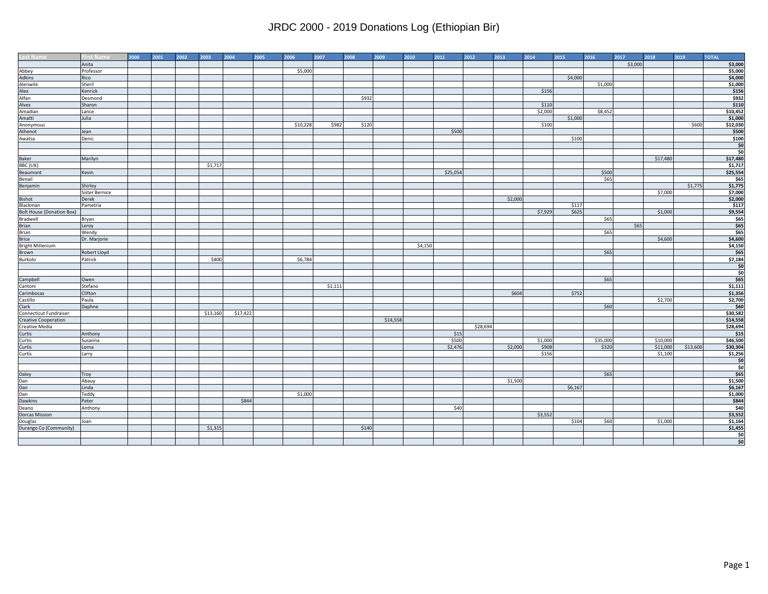# JRDC 2000 - 2019 Donations Log (Ethiopian Bir)

| Last Name | First Name | 2000 | 2001 | 2002 | 2003 | 2004 | 2005 | 2006 | 2007 | 2008 | 2009 | 2010 | 2011 | 2012 | 2013 | 2014 | 2015 | 2016 | 2017 | 2018 | 2019 | TOTAL |
|---|---|---|---|---|---|---|---|---|---|---|---|---|---|---|---|---|---|---|---|---|---|---|
| | Anita | | | | | | | | | | | | | | | | | | $3,000 | | | **$3,000** |
| Abbey | Professor | | | | | | | $5,000 | | | | | | | | | | | | | | **$5,000** |
| Adkins | Rico | | | | | | | | | | | | | | | | $4,000 | | | | | **$4,000** |
| Alenwile | Sheril | | | | | | | | | | | | | | | | | $1,000 | | | | **$1,000** |
| Alex | Kenrick | | | | | | | | | | | | | | | $156 | | | | | | **$156** |
| Alfan | Desmond | | | | | | | | | $932 | | | | | | | | | | | | **$932** |
| Alves | Sharon | | | | | | | | | | | | | | | $110 | | | | | | **$110** |
| Amadian | Lance | | | | | | | | | | | | | | | $2,000 | | $8,452 | | | | **$10,452** |
| Amatti | Julia | | | | | | | | | | | | | | | | $1,000 | | | | | **$1,000** |
| Anonymous | | | | | | | | $10,228 | $982 | $120 | | | | | | $100 | | | | | $600 | **$12,030** |
| Athenot | Jean | | | | | | | | | | | | $500 | | | | | | | | | **$500** |
| Awatsa | Denic | | | | | | | | | | | | | | | | $100 | | | | | **$100** |
| | | | | | | | | | | | | | | | | | | | | | | **$0** |
| | | | | | | | | | | | | | | | | | | | | | | **$0** |
| Baker | Marilyn | | | | | | | | | | | | | | | | | | | $17,480 | | **$17,480** |
| BBC (UK) | | | | | $1,717 | | | | | | | | | | | | | | | | | **$1,717** |
| Beaumont | Kevin | | | | | | | | | | | | $25,054 | | | | | $500 | | | | **$25,554** |
| Benail | | | | | | | | | | | | | | | | | | $65 | | | | **$65** |
| Benjamin | Shirley | | | | | | | | | | | | | | | | | | | | $1,775 | **$1,775** |
| | Sister Bernice | | | | | | | | | | | | | | | | | | | $7,000 | | **$7,000** |
| Bishot | Derek | | | | | | | | | | | | | | $2,000 | | | | | | | **$2,000** |
| Blackman | Pametria | | | | | | | | | | | | | | | | $117 | | | | | **$117** |
| Bolt House (Donation Box) | | | | | | | | | | | | | | | | $7,929 | $625 | | | $1,000 | | **$9,554** |
| Bradwell | Bryan | | | | | | | | | | | | | | | | | $65 | | | | **$65** |
| Brian | Leroy | | | | | | | | | | | | | | | | | | $65 | | | **$65** |
| Brian | Wendy | | | | | | | | | | | | | | | | | $65 | | | | **$65** |
| Brice | Dr. Marjorie | | | | | | | | | | | | | | | | | | | $4,600 | | **$4,600** |
| Bright Millenium | | | | | | | | | | | | $4,150 | | | | | | | | | | **$4,150** |
| Brown | Robert Lloyd | | | | | | | | | | | | | | | | | $65 | | | | **$65** |
| Burkolo | Patrick | | | | $400 | | | $6,784 | | | | | | | | | | | | | | **$7,184** |
| | | | | | | | | | | | | | | | | | | | | | | **$0** |
| | | | | | | | | | | | | | | | | | | | | | | **$0** |
| Campbell | Owen | | | | | | | | | | | | | | | | | $65 | | | | **$65** |
| Cantoni | Stefano | | | | | | | | $1,111 | | | | | | | | | | | | | **$1,111** |
| Carimbocas | Clifton | | | | | | | | | | | | | | $604 | | $752 | | | | | **$1,356** |
| Castillo | Paula | | | | | | | | | | | | | | | | | | | $2,700 | | **$2,700** |
| Clark | Daphne | | | | | | | | | | | | | | | | | $60 | | | | **$60** |
| Connecticut Fundraiser | | | | | $13,160 | $17,422 | | | | | | | | | | | | | | | | **$30,582** |
| Creative Cooperation | | | | | | | | | | | $14,558 | | | | | | | | | | | **$14,558** |
| Creative Media | | | | | | | | | | | | | | $28,694 | | | | | | | | **$28,694** |
| Curtis | Anthony | | | | | | | | | | | | $15 | | | | | | | | | **$15** |
| Curtis | Susanna | | | | | | | | | | | | $500 | | | $1,000 | | $35,000 | | $10,000 | | **$46,500** |
| Curtis | Lorna | | | | | | | | | | | | $2,476 | | $2,000 | $908 | | $320 | | $11,000 | $13,600 | **$30,304** |
| Curtis | Larry | | | | | | | | | | | | | | | $156 | | | | $1,100 | | **$1,256** |
| | | | | | | | | | | | | | | | | | | | | | | **$0** |
| | | | | | | | | | | | | | | | | | | | | | | **$0** |
| Daley | Troy | | | | | | | | | | | | | | | | | $65 | | | | **$65** |
| Dan | Abauy | | | | | | | | | | | | | | $1,500 | | | | | | | **$1,500** |
| Dan | Linda | | | | | | | | | | | | | | | | $6,167 | | | | | **$6,167** |
| Dan | Teddy | | | | | | | $1,000 | | | | | | | | | | | | | | **$1,000** |
| Dawkins | Peter | | | | | $844 | | | | | | | | | | | | | | | | **$844** |
| Deano | Anthony | | | | | | | | | | | | $40 | | | | | | | | | **$40** |
| Dorcas Mission | | | | | | | | | | | | | | | | $3,552 | | | | | | **$3,552** |
| Douglas | Joan | | | | | | | | | | | | | | | | $104 | $60 | | $1,000 | | **$1,164** |
| Durango Co (Community) | | | | | $1,315 | | | | | $140 | | | | | | | | | | | | **$1,455** |
| | | | | | | | | | | | | | | | | | | | | | | **$0** |
| | | | | | | | | | | | | | | | | | | | | | | **$0** |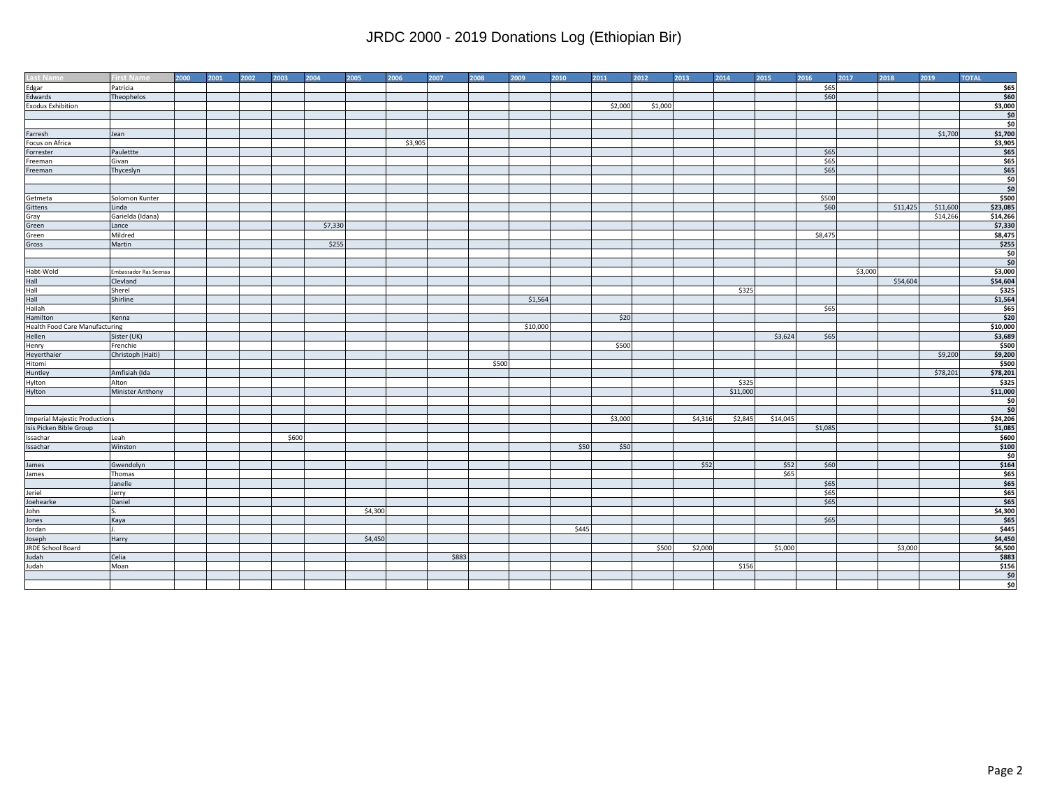# JRDC 2000 - 2019 Donations Log (Ethiopian Bir)

| Last Name | First Name | 2000 | 2001 | 2002 | 2003 | 2004 | 2005 | 2006 | 2007 | 2008 | 2009 | 2010 | 2011 | 2012 | 2013 | 2014 | 2015 | 2016 | 2017 | 2018 | 2019 | TOTAL |
|---|---|---|---|---|---|---|---|---|---|---|---|---|---|---|---|---|---|---|---|---|---|---|
| Edgar | Patricia | | | | | | | | | | | | | | | | | $65 | | | | $65 |
| Edwards | Theophelos | | | | | | | | | | | | | | | | | $60 | | | | $60 |
| Exodus Exhibition | | | | | | | | | | | | | $2,000 | $1,000 | | | | | | | | $3,000 |
| | | | | | | | | | | | | | | | | | | | | | | $0 |
| | | | | | | | | | | | | | | | | | | | | | | $0 |
| Farresh | Jean | | | | | | | | | | | | | | | | | | | | $1,700 | $1,700 |
| Focus on Africa | | | | | | | | $3,905 | | | | | | | | | | | | | | $3,905 |
| Forrester | Paulettte | | | | | | | | | | | | | | | | | $65 | | | | $65 |
| Freeman | Givan | | | | | | | | | | | | | | | | | $65 | | | | $65 |
| Freeman | Thyceslyn | | | | | | | | | | | | | | | | | $65 | | | | $65 |
| | | | | | | | | | | | | | | | | | | | | | | $0 |
| | | | | | | | | | | | | | | | | | | | | | | $0 |
| Getmeta | Solomon Kunter | | | | | | | | | | | | | | | | | $500 | | | | $500 |
| Gittens | Linda | | | | | | | | | | | | | | | | | $60 | | $11,425 | $11,600 | $23,085 |
| Gray | Garielda (Idana) | | | | | | | | | | | | | | | | | | | | $14,266 | $14,266 |
| Green | Lance | | | | | $7,330 | | | | | | | | | | | | | | | | $7,330 |
| Green | Mildred | | | | | | | | | | | | | | | | | $8,475 | | | | $8,475 |
| Gross | Martin | | | | | $255 | | | | | | | | | | | | | | | | $255 |
| | | | | | | | | | | | | | | | | | | | | | | $0 |
| | | | | | | | | | | | | | | | | | | | | | | $0 |
| Habt-Wold | Embassador Ras Seenaa | | | | | | | | | | | | | | | | | | $3,000 | | | $3,000 |
| Hall | Clevland | | | | | | | | | | | | | | | | | | | $54,604 | | $54,604 |
| Hall | Sherel | | | | | | | | | | | | | | | $325 | | | | | | $325 |
| Hall | Shirline | | | | | | | | | | $1,564 | | | | | | | | | | | $1,564 |
| Hailah | | | | | | | | | | | | | | | | | | $65 | | | | $65 |
| Hamilton | Kenna | | | | | | | | | | | | $20 | | | | | | | | | $20 |
| Health Food Care Manufacturing | | | | | | | | | | | $10,000 | | | | | | | | | | | $10,000 |
| Hellen | Sister (UK) | | | | | | | | | | | | | | | | $3,624 | $65 | | | | $3,689 |
| Henry | Frenchie | | | | | | | | | | | | $500 | | | | | | | | | $500 |
| Heyerthaier | Christoph (Haiti) | | | | | | | | | | | | | | | | | | | | $9,200 | $9,200 |
| Hitomi | | | | | | | | | | $500 | | | | | | | | | | | | $500 |
| Huntley | Amfisiah (Ida | | | | | | | | | | | | | | | | | | | | $78,201 | $78,201 |
| Hylton | Alton | | | | | | | | | | | | | | | $325 | | | | | | $325 |
| Hylton | Minister Anthony | | | | | | | | | | | | | | | $11,000 | | | | | | $11,000 |
| | | | | | | | | | | | | | | | | | | | | | | $0 |
| | | | | | | | | | | | | | | | | | | | | | | $0 |
| Imperial Majestic Productions | | | | | | | | | | | | | $3,000 | | $4,316 | $2,845 | $14,045 | | | | | $24,206 |
| Isis Picken Bible Group | | | | | | | | | | | | | | | | | | $1,085 | | | | $1,085 |
| Issachar | Leah | | | | $600 | | | | | | | | | | | | | | | | | $600 |
| Issachar | Winston | | | | | | | | | | | $50 | $50 | | | | | | | | | $100 |
| | | | | | | | | | | | | | | | | | | | | | | $0 |
| James | Gwendolyn | | | | | | | | | | | | | | $52 | | $52 | $60 | | | | $164 |
| James | Thomas | | | | | | | | | | | | | | | | $65 | | | | | $65 |
| | Janelle | | | | | | | | | | | | | | | | | $65 | | | | $65 |
| Jeriel | Jerry | | | | | | | | | | | | | | | | | $65 | | | | $65 |
| Joehearke | Daniel | | | | | | | | | | | | | | | | | $65 | | | | $65 |
| John | S. | | | | | | $4,300 | | | | | | | | | | | | | | | $4,300 |
| Jones | Kaya | | | | | | | | | | | | | | | | | $65 | | | | $65 |
| Jordan | J. | | | | | | | | | | | $445 | | | | | | | | | | $445 |
| Joseph | Harry | | | | | | $4,450 | | | | | | | | | | | | | | | $4,450 |
| JRDE School Board | | | | | | | | | | | | | | $500 | $2,000 | | $1,000 | | | $3,000 | | $6,500 |
| Judah | Celia | | | | | | | | $883 | | | | | | | | | | | | | $883 |
| Judah | Moan | | | | | | | | | | | | | | | $156 | | | | | | $156 |
| | | | | | | | | | | | | | | | | | | | | | | $0 |
| | | | | | | | | | | | | | | | | | | | | | | $0 |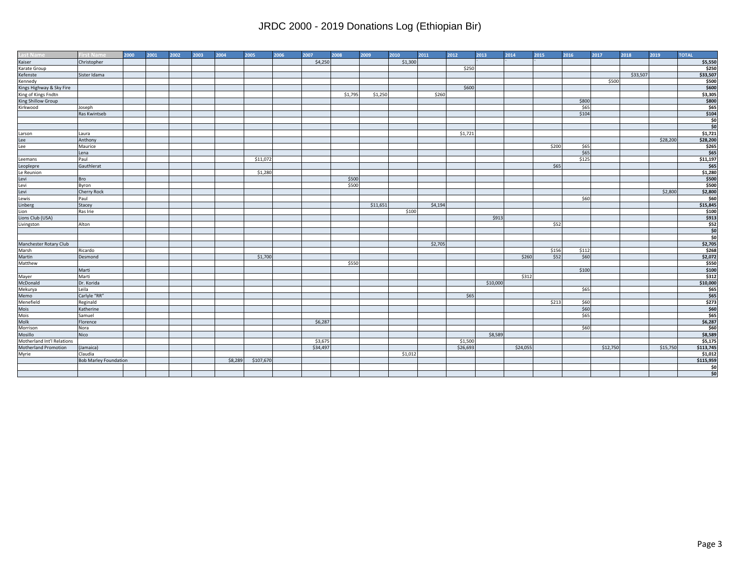# JRDC 2000 - 2019 Donations Log (Ethiopian Bir)

| Last Name | First Name | 2000 | 2001 | 2002 | 2003 | 2004 | 2005 | 2006 | 2007 | 2008 | 2009 | 2010 | 2011 | 2012 | 2013 | 2014 | 2015 | 2016 | 2017 | 2018 | 2019 | TOTAL |
|---|---|---|---|---|---|---|---|---|---|---|---|---|---|---|---|---|---|---|---|---|---|---|
| Kaiser | Christopher | | | | | | | | $4,250 | | | $1,300 | | | | | | | | | | $5,550 |
| Karate Group | | | | | | | | | | | | | | $250 | | | | | | | | $250 |
| Kefenste | Sister Idama | | | | | | | | | | | | | | | | | | | $33,507 | | $33,507 |
| Kennedy | | | | | | | | | | | | | | | | | | | $500 | | | $500 |
| Kings Highway & Sky Fire | | | | | | | | | | | | | | $600 | | | | | | | | $600 |
| King of Kings Fndtn | | | | | | | | | | $1,795 | $1,250 | | $260 | | | | | | | | | $3,305 |
| King Shillow Group | | | | | | | | | | | | | | | | | | $800 | | | | $800 |
| Kirkwood | Joseph | | | | | | | | | | | | | | | | | $65 | | | | $65 |
| | Ras Kwintseb | | | | | | | | | | | | | | | | | $104 | | | | $104 |
| | | | | | | | | | | | | | | | | | | | | | | $0 |
| | | | | | | | | | | | | | | | | | | | | | | $0 |
| Larson | Laura | | | | | | | | | | | | | $1,721 | | | | | | | | $1,721 |
| Lee | Anthony | | | | | | | | | | | | | | | | | | | | $28,200 | $28,200 |
| Lee | Maurice | | | | | | | | | | | | | | | | $200 | $65 | | | | $265 |
| | Lena | | | | | | | | | | | | | | | | | $65 | | | | $65 |
| Leemans | Paul | | | | | | $11,072 | | | | | | | | | | | $125 | | | | $11,197 |
| Leoplepre | Gauthlerat | | | | | | | | | | | | | | | | $65 | | | | | $65 |
| Le Reunion | | | | | | | $1,280 | | | | | | | | | | | | | | | $1,280 |
| Levi | Bro | | | | | | | | | $500 | | | | | | | | | | | | $500 |
| Levi | Byron | | | | | | | | | $500 | | | | | | | | | | | | $500 |
| Levi | Cherry Rock | | | | | | | | | | | | | | | | | | | | $2,800 | $2,800 |
| Lewis | Paul | | | | | | | | | | | | | | | | | $60 | | | | $60 |
| Linberg | Stacey | | | | | | | | | | $11,651 | | $4,194 | | | | | | | | | $15,845 |
| Lion | Ras Irie | | | | | | | | | | | $100 | | | | | | | | | | $100 |
| Lions Club (USA) | | | | | | | | | | | | | | | $913 | | | | | | | $913 |
| Livingston | Alton | | | | | | | | | | | | | | | | $52 | | | | | $52 |
| | | | | | | | | | | | | | | | | | | | | | | $0 |
| | | | | | | | | | | | | | | | | | | | | | | $0 |
| Manchester Rotary Club | | | | | | | | | | | | | $2,705 | | | | | | | | | $2,705 |
| Marsh | Ricardo | | | | | | | | | | | | | | | | $156 | $112 | | | | $268 |
| Martin | Desmond | | | | | | $1,700 | | | | | | | | | $260 | $52 | $60 | | | | $2,072 |
| Matthew | | | | | | | | | | $550 | | | | | | | | | | | | $550 |
| | Marti | | | | | | | | | | | | | | | | | $100 | | | | $100 |
| Mayer | Marti | | | | | | | | | | | | | | | $312 | | | | | | $312 |
| McDonald | Dr. Korida | | | | | | | | | | | | | | $10,000 | | | | | | | $10,000 |
| Mekurya | Leila | | | | | | | | | | | | | | | | | $65 | | | | $65 |
| Memo | Carlyle "RR" | | | | | | | | | | | | | $65 | | | | | | | | $65 |
| Menefield | Reginald | | | | | | | | | | | | | | | | $213 | $60 | | | | $273 |
| Mois | Katherine | | | | | | | | | | | | | | | | | $60 | | | | $60 |
| Mois | Samuel | | | | | | | | | | | | | | | | | $65 | | | | $65 |
| Molk | Florence | | | | | | | | $6,287 | | | | | | | | | | | | | $6,287 |
| Morrison | Nora | | | | | | | | | | | | | | | | | $60 | | | | $60 |
| Mosillo | Nico | | | | | | | | | | | | | | $8,589 | | | | | | | $8,589 |
| Motherland Int'l Relations | | | | | | | | | $3,675 | | | | | $1,500 | | | | | | | | $5,175 |
| Motherland Promotion | (Jamaica) | | | | | | | | $34,497 | | | | | $26,693 | | $24,055 | | | $12,750 | | $15,750 | $113,745 |
| Myrie | Claudia | | | | | | | | | | | $1,012 | | | | | | | | | | $1,012 |
| | Bob Marley Foundation | | | | | $8,289 | $107,670 | | | | | | | | | | | | | | | $115,959 |
| | | | | | | | | | | | | | | | | | | | | | | $0 |
| | | | | | | | | | | | | | | | | | | | | | | $0 |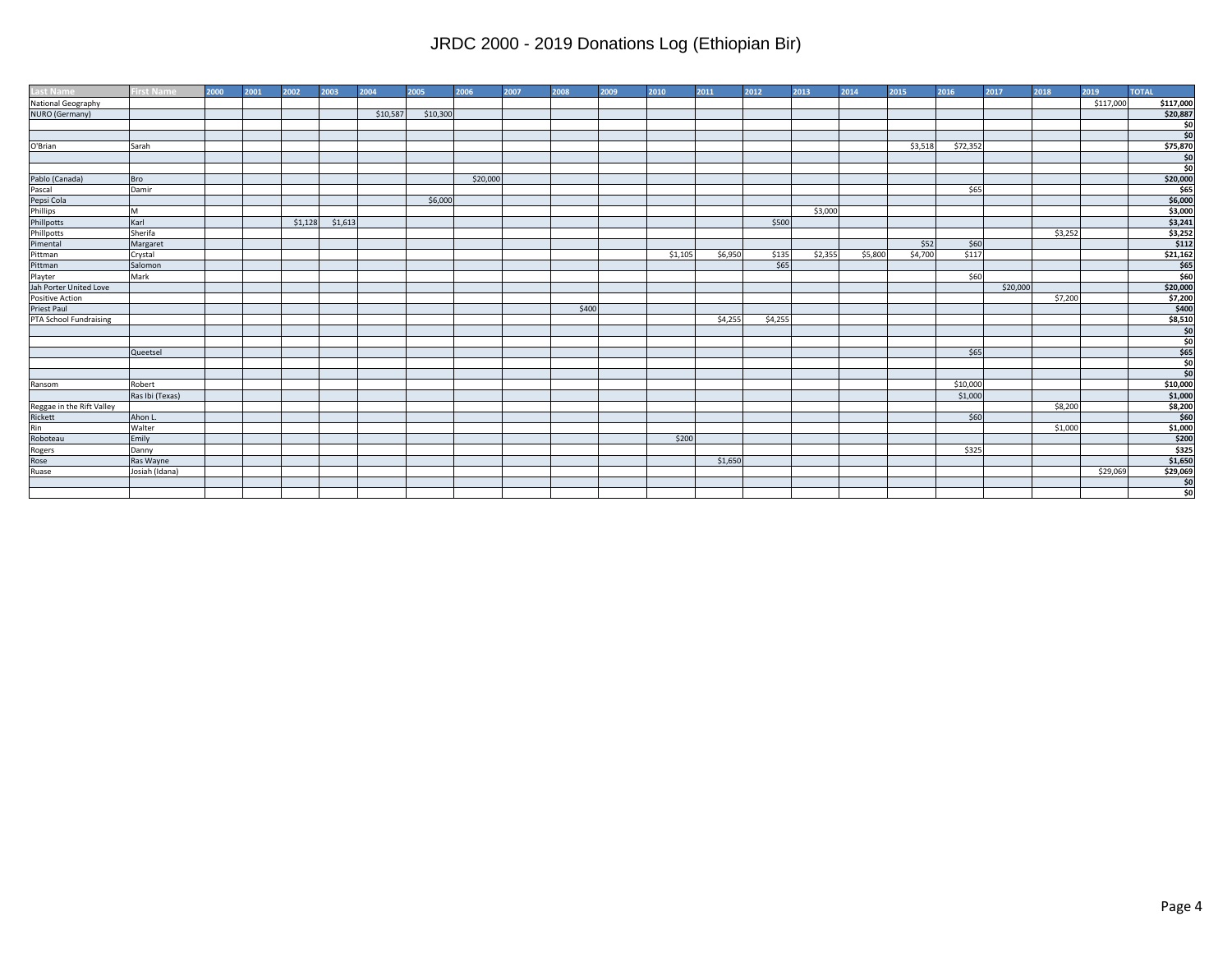# JRDC 2000 - 2019 Donations Log (Ethiopian Bir)

| Last Name | First Name | 2000 | 2001 | 2002 | 2003 | 2004 | 2005 | 2006 | 2007 | 2008 | 2009 | 2010 | 2011 | 2012 | 2013 | 2014 | 2015 | 2016 | 2017 | 2018 | 2019 | TOTAL |
|---|---|---|---|---|---|---|---|---|---|---|---|---|---|---|---|---|---|---|---|---|---|---|
| National Geography | | | | | | | | | | | | | | | | | | | | | $117,000 | **$117,000** |
| NURO (Germany) | | | | | | $10,587 | $10,300 | | | | | | | | | | | | | | | **$20,887** |
| | | | | | | | | | | | | | | | | | | | | | | **$0** |
| | | | | | | | | | | | | | | | | | | | | | | **$0** |
| O'Brian | Sarah | | | | | | | | | | | | | | | | $3,518 | $72,352 | | | | **$75,870** |
| | | | | | | | | | | | | | | | | | | | | | | **$0** |
| | | | | | | | | | | | | | | | | | | | | | | **$0** |
| Pablo (Canada) | Bro | | | | | | | $20,000 | | | | | | | | | | | | | | **$20,000** |
| Pascal | Damir | | | | | | | | | | | | | | | | | $65 | | | | **$65** |
| Pepsi Cola | | | | | | | $6,000 | | | | | | | | | | | | | | | **$6,000** |
| Phillips | M | | | | | | | | | | | | | | $3,000 | | | | | | | **$3,000** |
| Phillpotts | Karl | | | $1,128 | $1,613 | | | | | | | | | $500 | | | | | | | | **$3,241** |
| Phillpotts | Sherifa | | | | | | | | | | | | | | | | | | | $3,252 | | **$3,252** |
| Pimental | Margaret | | | | | | | | | | | | | | | | $52 | $60 | | | | **$112** |
| Pittman | Crystal | | | | | | | | | | | $1,105 | $6,950 | $135 | $2,355 | $5,800 | $4,700 | $117 | | | | **$21,162** |
| Pittman | Salomon | | | | | | | | | | | | | $65 | | | | | | | | **$65** |
| Playter | Mark | | | | | | | | | | | | | | | | | $60 | | | | **$60** |
| Jah Porter United Love | | | | | | | | | | | | | | | | | | | $20,000 | | | **$20,000** |
| Positive Action | | | | | | | | | | | | | | | | | | | | $7,200 | | **$7,200** |
| Priest Paul | | | | | | | | | | $400 | | | | | | | | | | | | **$400** |
| PTA School Fundraising | | | | | | | | | | | | | $4,255 | $4,255 | | | | | | | | **$8,510** |
| | | | | | | | | | | | | | | | | | | | | | | **$0** |
| | | | | | | | | | | | | | | | | | | | | | | **$0** |
| | Queetsel | | | | | | | | | | | | | | | | | $65 | | | | **$65** |
| | | | | | | | | | | | | | | | | | | | | | | **$0** |
| | | | | | | | | | | | | | | | | | | | | | | **$0** |
| Ransom | Robert | | | | | | | | | | | | | | | | | $10,000 | | | | **$10,000** |
| | Ras Ibi (Texas) | | | | | | | | | | | | | | | | | $1,000 | | | | **$1,000** |
| Reggae in the Rift Valley | | | | | | | | | | | | | | | | | | | | $8,200 | | **$8,200** |
| Rickett | Ahon L. | | | | | | | | | | | | | | | | | $60 | | | | **$60** |
| Rin | Walter | | | | | | | | | | | | | | | | | | | $1,000 | | **$1,000** |
| Roboteau | Emily | | | | | | | | | | | $200 | | | | | | | | | | **$200** |
| Rogers | Danny | | | | | | | | | | | | | | | | | $325 | | | | **$325** |
| Rose | Ras Wayne | | | | | | | | | | | | $1,650 | | | | | | | | | **$1,650** |
| Ruase | Josiah (Idana) | | | | | | | | | | | | | | | | | | | | $29,069 | **$29,069** |
| | | | | | | | | | | | | | | | | | | | | | | **$0** |
| | | | | | | | | | | | | | | | | | | | | | | **$0** |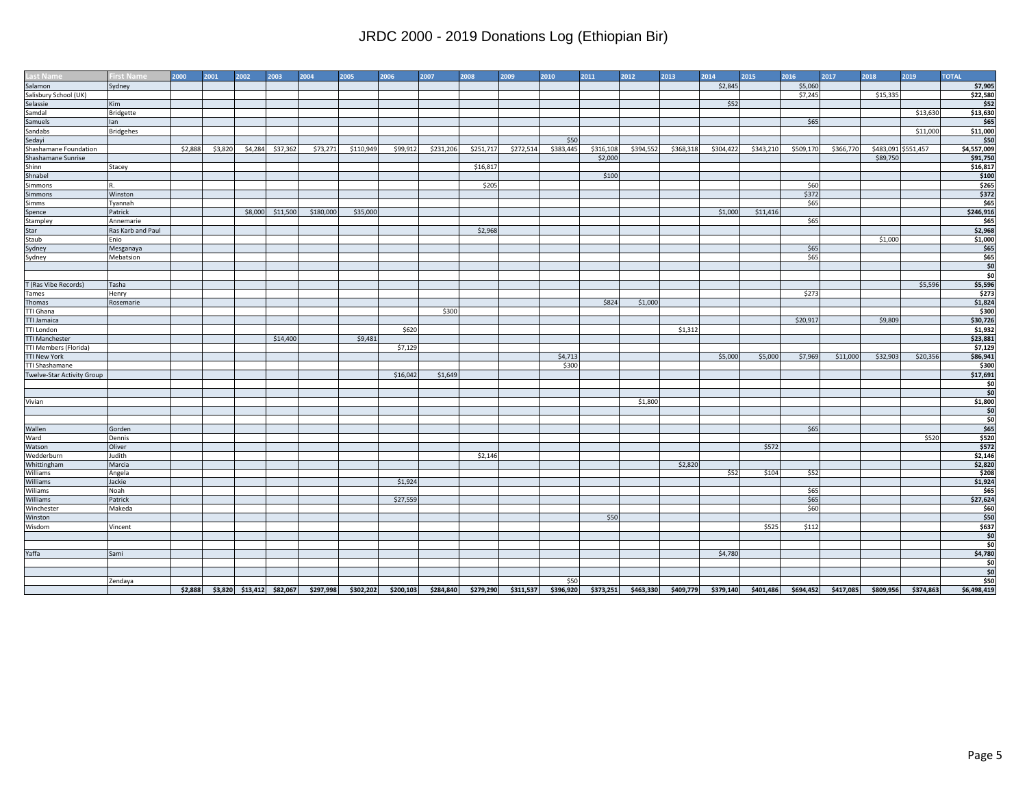# JRDC 2000 - 2019 Donations Log (Ethiopian Bir)

| Last Name | First Name | 2000 | 2001 | 2002 | 2003 | 2004 | 2005 | 2006 | 2007 | 2008 | 2009 | 2010 | 2011 | 2012 | 2013 | 2014 | 2015 | 2016 | 2017 | 2018 | 2019 | TOTAL |
|---|---|---|---|---|---|---|---|---|---|---|---|---|---|---|---|---|---|---|---|---|---|---|
| Salamon | Sydney | | | | | | | | | | | | | | | $2,845 | | $5,060 | | | | **$7,905** |
| Salisbury School (UK) | | | | | | | | | | | | | | | | | | $7,245 | | $15,335 | | **$22,580** |
| Selassie | Kim | | | | | | | | | | | | | | | $52 | | | | | | **$52** |
| Samdal | Bridgette | | | | | | | | | | | | | | | | | | | | $13,630 | **$13,630** |
| Samuels | Ian | | | | | | | | | | | | | | | | | $65 | | | | **$65** |
| Sandabs | Bridgehes | | | | | | | | | | | | | | | | | | | | $11,000 | **$11,000** |
| Sedayi | | | | | | | | | | | | $50 | | | | | | | | | | **$50** |
| Shashamane Foundation | | $2,888 | $3,820 | $4,284 | $37,362 | $73,271 | $110,949 | $99,912 | $231,206 | $251,717 | $272,514 | $383,445 | $316,108 | $394,552 | $368,318 | $304,422 | $343,210 | $509,170 | $366,770 | $483,091 | $551,457 | **$4,557,009** |
| Shashamane Sunrise | | | | | | | | | | | | | $2,000 | | | | | | | $89,750 | | **$91,750** |
| Shinn | Stacey | | | | | | | | | $16,817 | | | | | | | | | | | | **$16,817** |
| Shnabel | | | | | | | | | | | | | $100 | | | | | | | | | **$100** |
| Simmons | R. | | | | | | | | | $205 | | | | | | | | $60 | | | | **$265** |
| Simmons | Winston | | | | | | | | | | | | | | | | | $372 | | | | **$372** |
| Simms | Tyannah | | | | | | | | | | | | | | | | | $65 | | | | **$65** |
| Spence | Patrick | | | $8,000 | $11,500 | $180,000 | $35,000 | | | | | | | | | $1,000 | $11,416 | | | | | **$246,916** |
| Stampley | Annemarie | | | | | | | | | | | | | | | | | $65 | | | | **$65** |
| Star | Ras Karb and Paul | | | | | | | | | $2,968 | | | | | | | | | | | | **$2,968** |
| Staub | Enio | | | | | | | | | | | | | | | | | | | $1,000 | | **$1,000** |
| Sydney | Mesganaya | | | | | | | | | | | | | | | | | $65 | | | | **$65** |
| Sydney | Mebatsion | | | | | | | | | | | | | | | | | $65 | | | | **$65** |
| | | | | | | | | | | | | | | | | | | | | | | **$0** |
| | | | | | | | | | | | | | | | | | | | | | | **$0** |
| T (Ras Vibe Records) | Tasha | | | | | | | | | | | | | | | | | | | | $5,596 | **$5,596** |
| Tames | Henry | | | | | | | | | | | | | | | | | $273 | | | | **$273** |
| Thomas | Rosemarie | | | | | | | | | | | | $824 | $1,000 | | | | | | | | **$1,824** |
| TTI Ghana | | | | | | | | | $300 | | | | | | | | | | | | | **$300** |
| TTI Jamaica | | | | | | | | | | | | | | | | | | $20,917 | | $9,809 | | **$30,726** |
| TTI London | | | | | | | | $620 | | | | | | | $1,312 | | | | | | | **$1,932** |
| TTI Manchester | | | | | $14,400 | | $9,481 | | | | | | | | | | | | | | | **$23,881** |
| TTI Members (Florida) | | | | | | | | $7,129 | | | | | | | | | | | | | | **$7,129** |
| TTI New York | | | | | | | | | | | | $4,713 | | | | $5,000 | $5,000 | $7,969 | $11,000 | $32,903 | $20,356 | **$86,941** |
| TTI Shashamane | | | | | | | | | | | | $300 | | | | | | | | | | **$300** |
| Twelve-Star Activity Group | | | | | | | | $16,042 | $1,649 | | | | | | | | | | | | | **$17,691** |
| | | | | | | | | | | | | | | | | | | | | | | **$0** |
| | | | | | | | | | | | | | | | | | | | | | | **$0** |
| Vivian | | | | | | | | | | | | | | $1,800 | | | | | | | | **$1,800** |
| | | | | | | | | | | | | | | | | | | | | | | **$0** |
| | | | | | | | | | | | | | | | | | | | | | | **$0** |
| Wallen | Gorden | | | | | | | | | | | | | | | | | $65 | | | | **$65** |
| Ward | Dennis | | | | | | | | | | | | | | | | | | | | $520 | **$520** |
| Watson | Oliver | | | | | | | | | | | | | | | | $572 | | | | | **$572** |
| Wedderburn | Judith | | | | | | | | | $2,146 | | | | | | | | | | | | **$2,146** |
| Whittingham | Marcia | | | | | | | | | | | | | | $2,820 | | | | | | | **$2,820** |
| Williams | Angela | | | | | | | | | | | | | | | $52 | $104 | $52 | | | | **$208** |
| Williams | Jackie | | | | | | | $1,924 | | | | | | | | | | | | | | **$1,924** |
| Wiliams | Noah | | | | | | | | | | | | | | | | | $65 | | | | **$65** |
| Williams | Patrick | | | | | | | $27,559 | | | | | | | | | | $65 | | | | **$27,624** |
| Winchester | Makeda | | | | | | | | | | | | | | | | | $60 | | | | **$60** |
| Winston | | | | | | | | | | | | | $50 | | | | | | | | | **$50** |
| Wisdom | Vincent | | | | | | | | | | | | | | | | $525 | $112 | | | | **$637** |
| | | | | | | | | | | | | | | | | | | | | | | **$0** |
| | | | | | | | | | | | | | | | | | | | | | | **$0** |
| Yaffa | Sami | | | | | | | | | | | | | | | $4,780 | | | | | | **$4,780** |
| | | | | | | | | | | | | | | | | | | | | | | **$0** |
| | | | | | | | | | | | | | | | | | | | | | | **$0** |
| | Zendaya | | | | | | | | | | | $50 | | | | | | | | | | **$50** |
| | | **$2,888** | **$3,820** | **$13,412** | **$82,067** | **$297,998** | **$302,202** | **$200,103** | **$284,840** | **$279,290** | **$311,537** | **$396,920** | **$373,251** | **$463,330** | **$409,779** | **$379,140** | **$401,486** | **$694,452** | **$417,085** | **$809,956** | **$374,863** | **$6,498,419** |